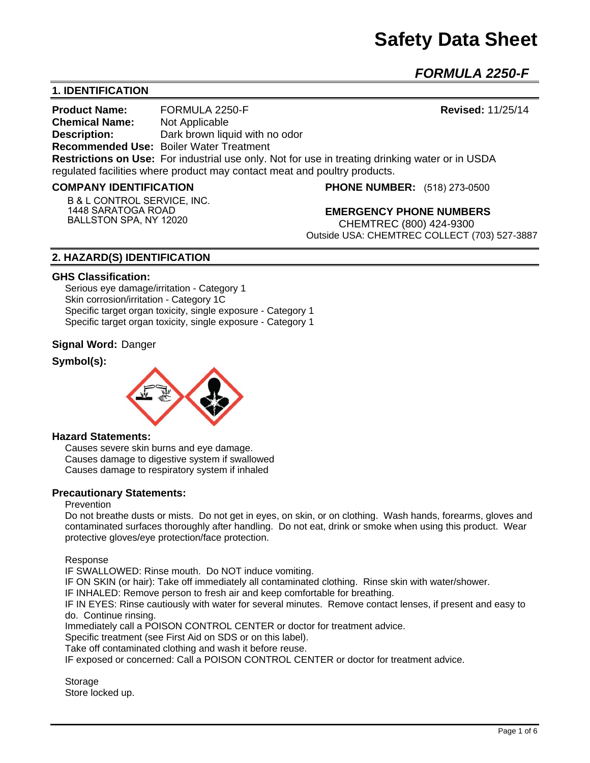# Safety Data Sheet

## *FORMULA 2250-F*

## 1. IDENTIFICATION

**Product Name:** FORMULA 2250-F **Revised:** 11/25/14
**Chemical Name:** Not Applicable
**Description:** Dark brown liquid with no odor
**Recommended Use:** Boiler Water Treatment
**Restrictions on Use:** For industrial use only. Not for use in treating drinking water or in USDA regulated facilities where product may contact meat and poultry products.

**COMPANY IDENTIFICATION**

B & L CONTROL SERVICE, INC.
1448 SARATOGA ROAD
BALLSTON SPA, NY 12020

**PHONE NUMBER:** (518) 273-0500

**EMERGENCY PHONE NUMBERS**
CHEMTREC (800) 424-9300
Outside USA: CHEMTREC COLLECT (703) 527-3887

## 2. HAZARD(S) IDENTIFICATION

**GHS Classification:**

Serious eye damage/irritation - Category 1
Skin corrosion/irritation - Category 1C
Specific target organ toxicity, single exposure - Category 1
Specific target organ toxicity, single exposure - Category 1

**Signal Word:** Danger

**Symbol(s):**

**Hazard Statements:**

Causes severe skin burns and eye damage.
Causes damage to digestive system if swallowed
Causes damage to respiratory system if inhaled

**Precautionary Statements:**

Prevention

Do not breathe dusts or mists. Do not get in eyes, on skin, or on clothing. Wash hands, forearms, gloves and contaminated surfaces thoroughly after handling. Do not eat, drink or smoke when using this product. Wear protective gloves/eye protection/face protection.

Response

IF SWALLOWED: Rinse mouth. Do NOT induce vomiting.
IF ON SKIN (or hair): Take off immediately all contaminated clothing. Rinse skin with water/shower.
IF INHALED: Remove person to fresh air and keep comfortable for breathing.
IF IN EYES: Rinse cautiously with water for several minutes. Remove contact lenses, if present and easy to do. Continue rinsing.
Immediately call a POISON CONTROL CENTER or doctor for treatment advice.
Specific treatment (see First Aid on SDS or on this label).
Take off contaminated clothing and wash it before reuse.
IF exposed or concerned: Call a POISON CONTROL CENTER or doctor for treatment advice.

Storage

Store locked up.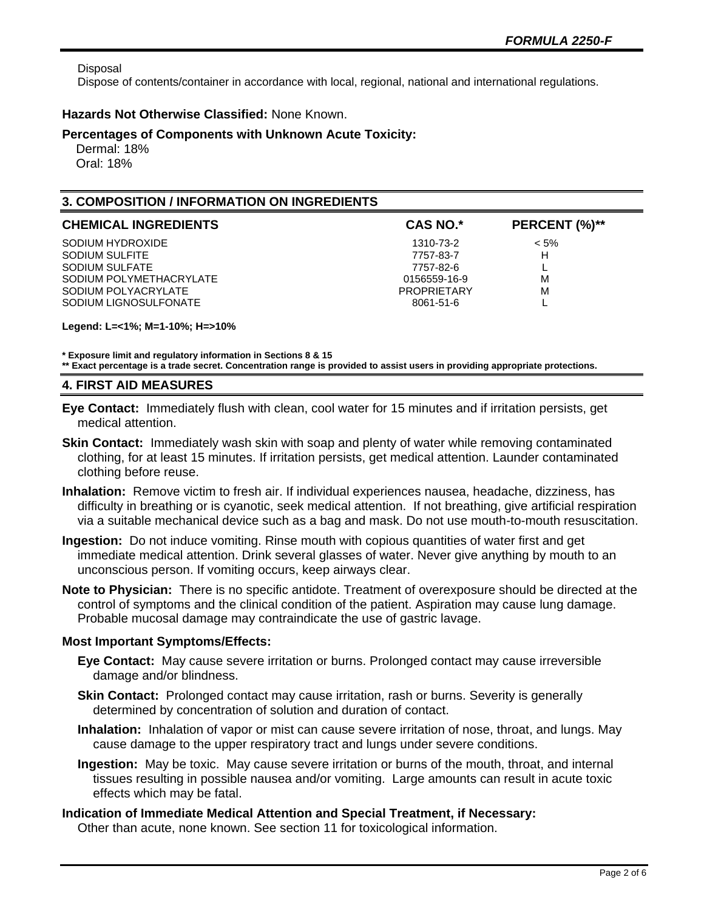Disposal

Dispose of contents/container in accordance with local, regional, national and international regulations.

**Hazards Not Otherwise Classified:** None Known.

**Percentages of Components with Unknown Acute Toxicity:**

Dermal: 18%
Oral: 18%

## 3. COMPOSITION / INFORMATION ON INGREDIENTS

| CHEMICAL INGREDIENTS | CAS NO.* | PERCENT (%)** |
|---|---|---|
| SODIUM HYDROXIDE | 1310-73-2 | < 5% |
| SODIUM SULFITE | 7757-83-7 | H |
| SODIUM SULFATE | 7757-82-6 | L |
| SODIUM POLYMETHACRYLATE | 0156559-16-9 | M |
| SODIUM POLYACRYLATE | PROPRIETARY | M |
| SODIUM LIGNOSULFONATE | 8061-51-6 | L |

**Legend: L=<1%; M=1-10%; H=>10%**

**\* Exposure limit and regulatory information in Sections 8 & 15**
**\*\* Exact percentage is a trade secret. Concentration range is provided to assist users in providing appropriate protections.**

## 4. FIRST AID MEASURES

**Eye Contact:** Immediately flush with clean, cool water for 15 minutes and if irritation persists, get medical attention.

**Skin Contact:** Immediately wash skin with soap and plenty of water while removing contaminated clothing, for at least 15 minutes. If irritation persists, get medical attention. Launder contaminated clothing before reuse.

**Inhalation:** Remove victim to fresh air. If individual experiences nausea, headache, dizziness, has difficulty in breathing or is cyanotic, seek medical attention. If not breathing, give artificial respiration via a suitable mechanical device such as a bag and mask. Do not use mouth-to-mouth resuscitation.

**Ingestion:** Do not induce vomiting. Rinse mouth with copious quantities of water first and get immediate medical attention. Drink several glasses of water. Never give anything by mouth to an unconscious person. If vomiting occurs, keep airways clear.

**Note to Physician:** There is no specific antidote. Treatment of overexposure should be directed at the control of symptoms and the clinical condition of the patient. Aspiration may cause lung damage. Probable mucosal damage may contraindicate the use of gastric lavage.

**Most Important Symptoms/Effects:**

**Eye Contact:** May cause severe irritation or burns. Prolonged contact may cause irreversible damage and/or blindness.

**Skin Contact:** Prolonged contact may cause irritation, rash or burns. Severity is generally determined by concentration of solution and duration of contact.

**Inhalation:** Inhalation of vapor or mist can cause severe irritation of nose, throat, and lungs. May cause damage to the upper respiratory tract and lungs under severe conditions.

**Ingestion:** May be toxic. May cause severe irritation or burns of the mouth, throat, and internal tissues resulting in possible nausea and/or vomiting. Large amounts can result in acute toxic effects which may be fatal.

**Indication of Immediate Medical Attention and Special Treatment, if Necessary:**

Other than acute, none known. See section 11 for toxicological information.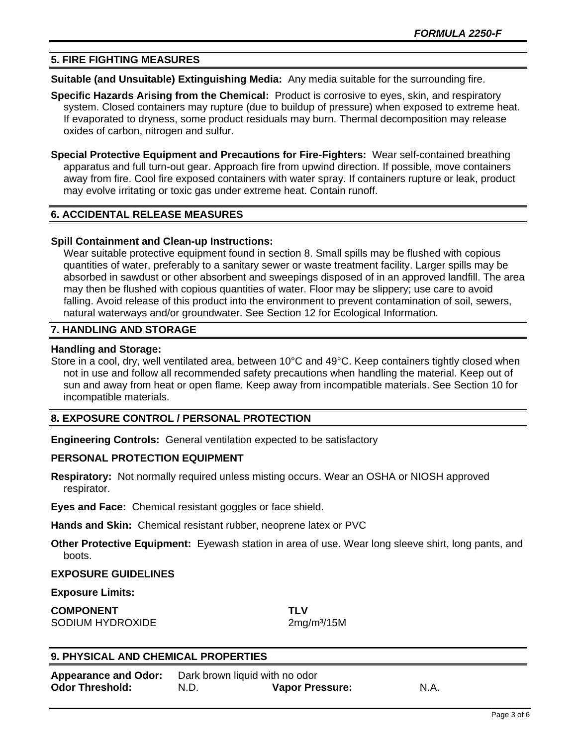## 5. FIRE FIGHTING MEASURES

**Suitable (and Unsuitable) Extinguishing Media:** Any media suitable for the surrounding fire.

**Specific Hazards Arising from the Chemical:** Product is corrosive to eyes, skin, and respiratory system. Closed containers may rupture (due to buildup of pressure) when exposed to extreme heat. If evaporated to dryness, some product residuals may burn. Thermal decomposition may release oxides of carbon, nitrogen and sulfur.

**Special Protective Equipment and Precautions for Fire-Fighters:** Wear self-contained breathing apparatus and full turn-out gear. Approach fire from upwind direction. If possible, move containers away from fire. Cool fire exposed containers with water spray. If containers rupture or leak, product may evolve irritating or toxic gas under extreme heat. Contain runoff.

## 6. ACCIDENTAL RELEASE MEASURES

**Spill Containment and Clean-up Instructions:**

Wear suitable protective equipment found in section 8. Small spills may be flushed with copious quantities of water, preferably to a sanitary sewer or waste treatment facility. Larger spills may be absorbed in sawdust or other absorbent and sweepings disposed of in an approved landfill. The area may then be flushed with copious quantities of water. Floor may be slippery; use care to avoid falling. Avoid release of this product into the environment to prevent contamination of soil, sewers, natural waterways and/or groundwater. See Section 12 for Ecological Information.

## 7. HANDLING AND STORAGE

**Handling and Storage:**

Store in a cool, dry, well ventilated area, between 10°C and 49°C. Keep containers tightly closed when not in use and follow all recommended safety precautions when handling the material. Keep out of sun and away from heat or open flame. Keep away from incompatible materials. See Section 10 for incompatible materials.

## 8. EXPOSURE CONTROL / PERSONAL PROTECTION

**Engineering Controls:** General ventilation expected to be satisfactory

**PERSONAL PROTECTION EQUIPMENT**

**Respiratory:** Not normally required unless misting occurs. Wear an OSHA or NIOSH approved respirator.

**Eyes and Face:** Chemical resistant goggles or face shield.

**Hands and Skin:** Chemical resistant rubber, neoprene latex or PVC

**Other Protective Equipment:** Eyewash station in area of use. Wear long sleeve shirt, long pants, and boots.

**EXPOSURE GUIDELINES**

**Exposure Limits:**

| COMPONENT | TLV |
|---|---|
| SODIUM HYDROXIDE | 2mg/m³/15M |

## 9. PHYSICAL AND CHEMICAL PROPERTIES

| | | | |
|---|---|---|---|
| **Appearance and Odor:** | Dark brown liquid with no odor | | |
| **Odor Threshold:** | N.D. | **Vapor Pressure:** | N.A. |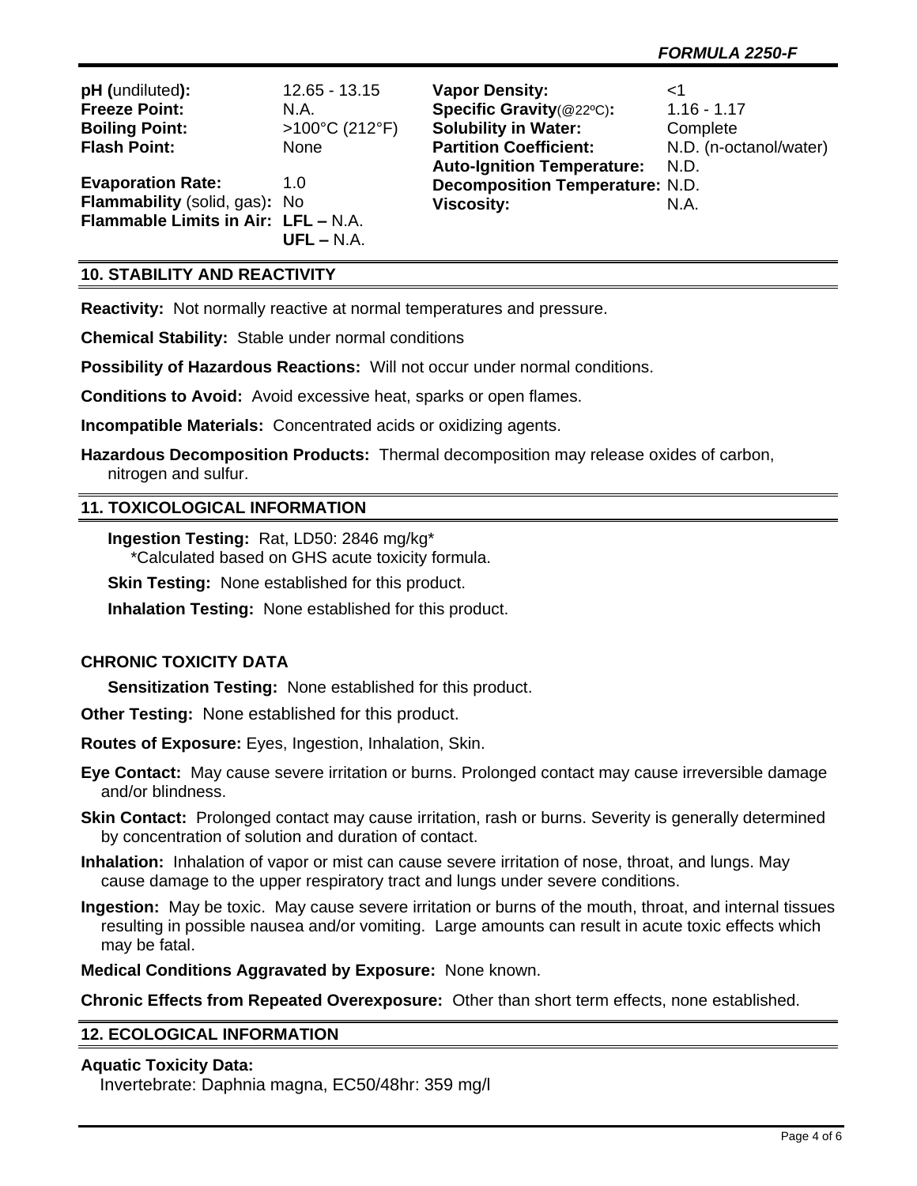| | | | |
|---|---|---|---|
| **pH (**undiluted**):** | 12.65 - 13.15 | **Vapor Density:** | <1 |
| **Freeze Point:** | N.A. | **Specific Gravity**(@22ºC)**:** | 1.16 - 1.17 |
| **Boiling Point:** | >100°C (212°F) | **Solubility in Water:** | Complete |
| **Flash Point:** | None | **Partition Coefficient:** | N.D. (n-octanol/water) |
| | | **Auto-Ignition Temperature:** | N.D. |
| **Evaporation Rate:** | 1.0 | **Decomposition Temperature:** | N.D. |
| **Flammability** (solid, gas)**:** | No | **Viscosity:** | N.A. |
| **Flammable Limits in Air:** | **LFL –** N.A. **UFL –** N.A. | | |

## 10. STABILITY AND REACTIVITY

**Reactivity:** Not normally reactive at normal temperatures and pressure.

**Chemical Stability:** Stable under normal conditions

**Possibility of Hazardous Reactions:** Will not occur under normal conditions.

**Conditions to Avoid:** Avoid excessive heat, sparks or open flames.

**Incompatible Materials:** Concentrated acids or oxidizing agents.

**Hazardous Decomposition Products:** Thermal decomposition may release oxides of carbon, nitrogen and sulfur.

## 11. TOXICOLOGICAL INFORMATION

**Ingestion Testing:** Rat, LD50: 2846 mg/kg*
*Calculated based on GHS acute toxicity formula.

**Skin Testing:** None established for this product.

**Inhalation Testing:** None established for this product.

### CHRONIC TOXICITY DATA

**Sensitization Testing:** None established for this product.

**Other Testing:** None established for this product.

**Routes of Exposure:** Eyes, Ingestion, Inhalation, Skin.

**Eye Contact:** May cause severe irritation or burns. Prolonged contact may cause irreversible damage and/or blindness.

**Skin Contact:** Prolonged contact may cause irritation, rash or burns. Severity is generally determined by concentration of solution and duration of contact.

**Inhalation:** Inhalation of vapor or mist can cause severe irritation of nose, throat, and lungs. May cause damage to the upper respiratory tract and lungs under severe conditions.

**Ingestion:** May be toxic. May cause severe irritation or burns of the mouth, throat, and internal tissues resulting in possible nausea and/or vomiting. Large amounts can result in acute toxic effects which may be fatal.

**Medical Conditions Aggravated by Exposure:** None known.

**Chronic Effects from Repeated Overexposure:** Other than short term effects, none established.

## 12. ECOLOGICAL INFORMATION

**Aquatic Toxicity Data:**
Invertebrate: Daphnia magna, EC50/48hr: 359 mg/l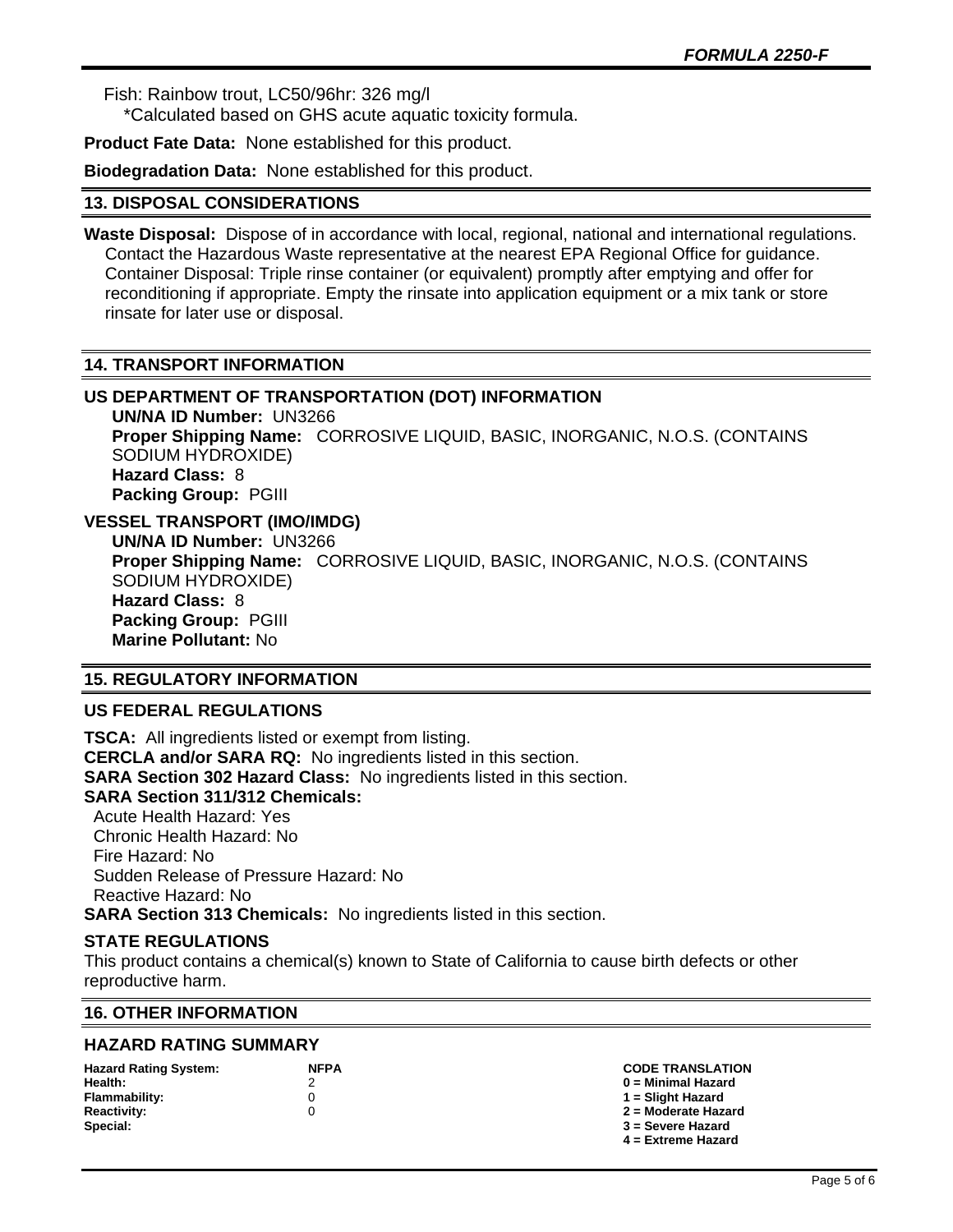Fish: Rainbow trout, LC50/96hr: 326 mg/l
*Calculated based on GHS acute aquatic toxicity formula.

**Product Fate Data:** None established for this product.

**Biodegradation Data:** None established for this product.

## 13. DISPOSAL CONSIDERATIONS

**Waste Disposal:** Dispose of in accordance with local, regional, national and international regulations. Contact the Hazardous Waste representative at the nearest EPA Regional Office for guidance. Container Disposal: Triple rinse container (or equivalent) promptly after emptying and offer for reconditioning if appropriate. Empty the rinsate into application equipment or a mix tank or store rinsate for later use or disposal.

## 14. TRANSPORT INFORMATION

### US DEPARTMENT OF TRANSPORTATION (DOT) INFORMATION

**UN/NA ID Number:** UN3266
**Proper Shipping Name:** CORROSIVE LIQUID, BASIC, INORGANIC, N.O.S. (CONTAINS SODIUM HYDROXIDE)
**Hazard Class:** 8
**Packing Group:** PGIII

### VESSEL TRANSPORT (IMO/IMDG)

**UN/NA ID Number:** UN3266
**Proper Shipping Name:** CORROSIVE LIQUID, BASIC, INORGANIC, N.O.S. (CONTAINS SODIUM HYDROXIDE)
**Hazard Class:** 8
**Packing Group:** PGIII
**Marine Pollutant:** No

## 15. REGULATORY INFORMATION

### US FEDERAL REGULATIONS

**TSCA:** All ingredients listed or exempt from listing.
**CERCLA and/or SARA RQ:** No ingredients listed in this section.
**SARA Section 302 Hazard Class:** No ingredients listed in this section.
**SARA Section 311/312 Chemicals:**
Acute Health Hazard: Yes
Chronic Health Hazard: No
Fire Hazard: No
Sudden Release of Pressure Hazard: No
Reactive Hazard: No
**SARA Section 313 Chemicals:** No ingredients listed in this section.

### STATE REGULATIONS

This product contains a chemical(s) known to State of California to cause birth defects or other reproductive harm.

## 16. OTHER INFORMATION

### HAZARD RATING SUMMARY

| Hazard Rating System: | NFPA | CODE TRANSLATION |
|---|---|---|
| Health: | 2 | 0 = Minimal Hazard |
| Flammability: | 0 | 1 = Slight Hazard |
| Reactivity: | 0 | 2 = Moderate Hazard |
| Special: | | 3 = Severe Hazard |
| | | 4 = Extreme Hazard |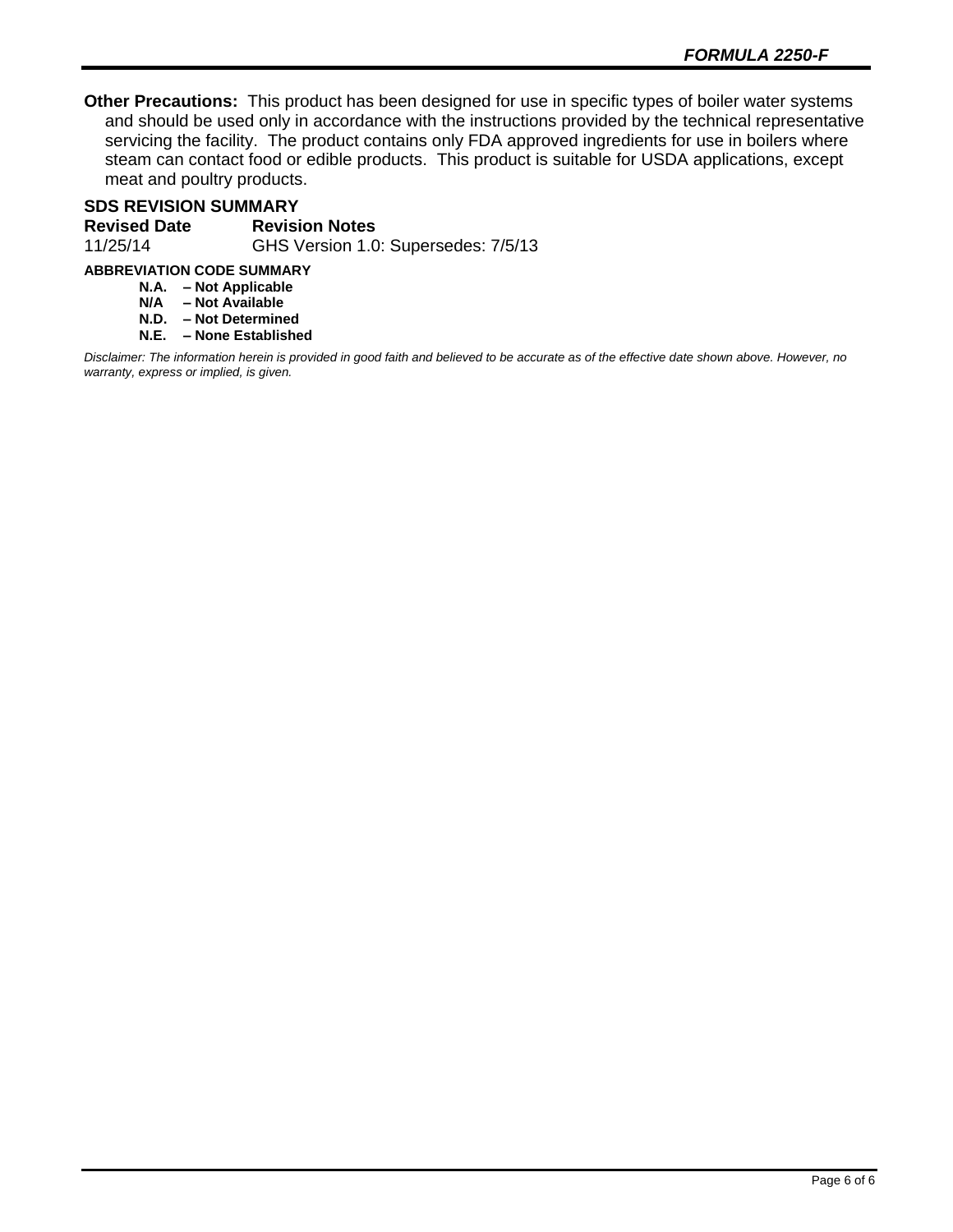**Other Precautions:** This product has been designed for use in specific types of boiler water systems and should be used only in accordance with the instructions provided by the technical representative servicing the facility. The product contains only FDA approved ingredients for use in boilers where steam can contact food or edible products. This product is suitable for USDA applications, except meat and poultry products.

## SDS REVISION SUMMARY

| Revised Date | Revision Notes |
| --- | --- |
| 11/25/14 | GHS Version 1.0: Supersedes: 7/5/13 |

### ABBREVIATION CODE SUMMARY

- **N.A. – Not Applicable**
- **N/A – Not Available**
- **N.D. – Not Determined**
- **N.E. – None Established**

*Disclaimer: The information herein is provided in good faith and believed to be accurate as of the effective date shown above. However, no warranty, express or implied, is given.*